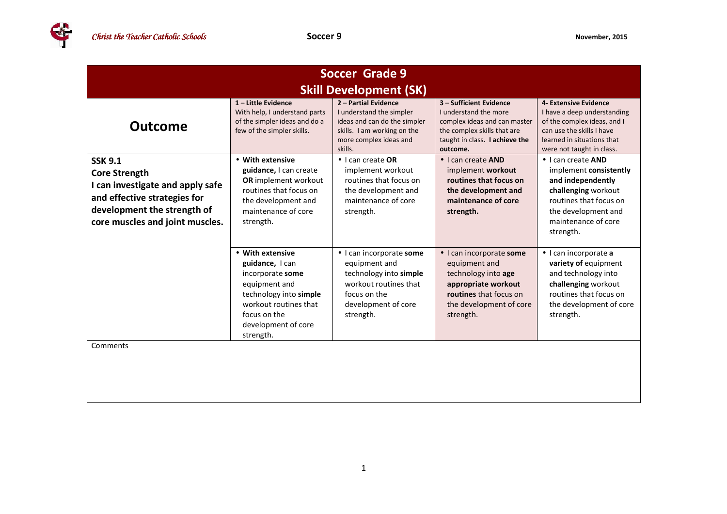# Soccer Grade 9

## Skill Development (SK)

| Outcome | 1 – Little Evidence<br>With help, I understand parts of the simpler ideas and do a few of the simpler skills. | 2 – Partial Evidence<br>I understand the simpler ideas and can do the simpler skills. I am working on the more complex ideas and skills. | 3 – Sufficient Evidence<br>I understand the more complex ideas and can master the complex skills that are taught in class. **I achieve the outcome.** | 4- Extensive Evidence<br>I have a deep understanding of the complex ideas, and I can use the skills I have learned in situations that were not taught in class. |
|---|---|---|---|---|
| **SSK 9.1**<br>**Core Strength**<br>**I can investigate and apply safe and effective strategies for development the strength of core muscles and joint muscles.** | • **With extensive guidance,** I can create **OR** implement workout routines that focus on the development and maintenance of core strength. | • I can create **OR** implement workout routines that focus on the development and maintenance of core strength. | • I can create **AND** implement **workout routines that focus on the development and maintenance of core strength.** | • I can create **AND** implement **consistently and independently challenging** workout routines that focus on the development and maintenance of core strength. |
| | • **With extensive guidance,** I can incorporate **some** equipment and technology into **simple** workout routines that focus on the development of core strength. | • I can incorporate **some** equipment and technology into **simple** workout routines that focus on the development of core strength. | • I can incorporate **some** equipment and technology into **age appropriate workout routines** that focus on the development of core strength. | • I can incorporate **a variety of** equipment and technology into **challenging** workout routines that focus on the development of core strength. |

Comments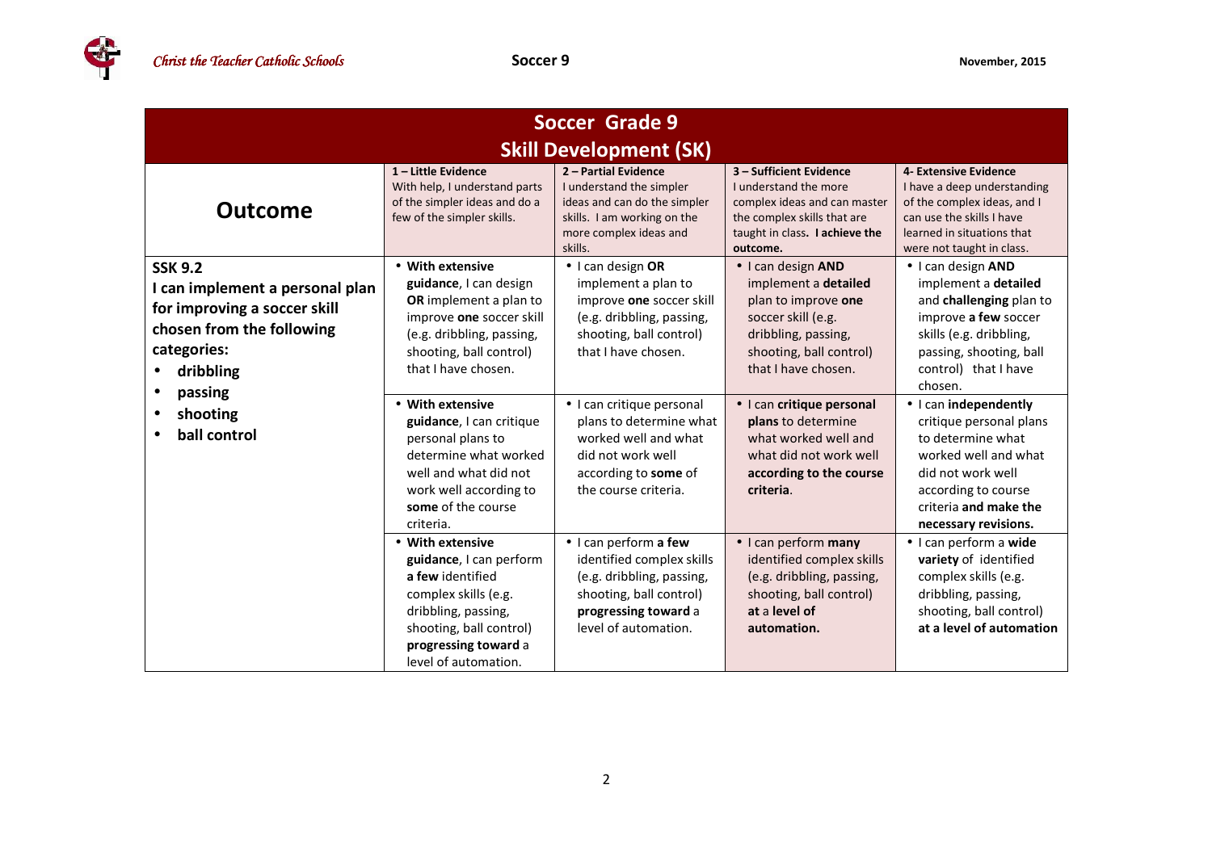## Soccer Grade 9
## Skill Development (SK)

| Outcome | 1 – Little Evidence<br>With help, I understand parts of the simpler ideas and do a few of the simpler skills. | 2 – Partial Evidence<br>I understand the simpler ideas and can do the simpler skills. I am working on the more complex ideas and skills. | 3 – Sufficient Evidence<br>I understand the more complex ideas and can master the complex skills that are taught in class. **I achieve the outcome.** | 4- Extensive Evidence<br>I have a deep understanding of the complex ideas, and I can use the skills I have learned in situations that were not taught in class. |
|---|---|---|---|---|
| **SSK 9.2**<br>**I can implement a personal plan for improving a soccer skill chosen from the following categories:**<br>• **dribbling**<br>• **passing**<br>• **shooting**<br>• **ball control** | • **With extensive guidance**, I can design **OR** implement a plan to improve **one** soccer skill (e.g. dribbling, passing, shooting, ball control) that I have chosen. | • I can design **OR** implement a plan to improve **one** soccer skill (e.g. dribbling, passing, shooting, ball control) that I have chosen. | • I can design **AND** implement a **detailed** plan to improve **one** soccer skill (e.g. dribbling, passing, shooting, ball control) that I have chosen. | • I can design **AND** implement a **detailed** and **challenging** plan to improve **a few** soccer skills (e.g. dribbling, passing, shooting, ball control) that I have chosen. |
| | • **With extensive guidance**, I can critique personal plans to determine what worked well and what did not work well according to **some** of the course criteria. | • I can critique personal plans to determine what worked well and what did not work well according to **some** of the course criteria. | • I can **critique personal plans** to determine what worked well and what did not work well **according to the course criteria**. | • I can **independently** critique personal plans to determine what worked well and what did not work well according to course criteria **and make the necessary revisions.** |
| | • **With extensive guidance**, I can perform **a few** identified complex skills (e.g. dribbling, passing, shooting, ball control) **progressing toward** a level of automation. | • I can perform **a few** identified complex skills (e.g. dribbling, passing, shooting, ball control) **progressing toward** a level of automation. | • I can perform **many** identified complex skills (e.g. dribbling, passing, shooting, ball control) **at** a **level of automation.** | • I can perform a **wide variety** of identified complex skills (e.g. dribbling, passing, shooting, ball control) **at a level of automation** |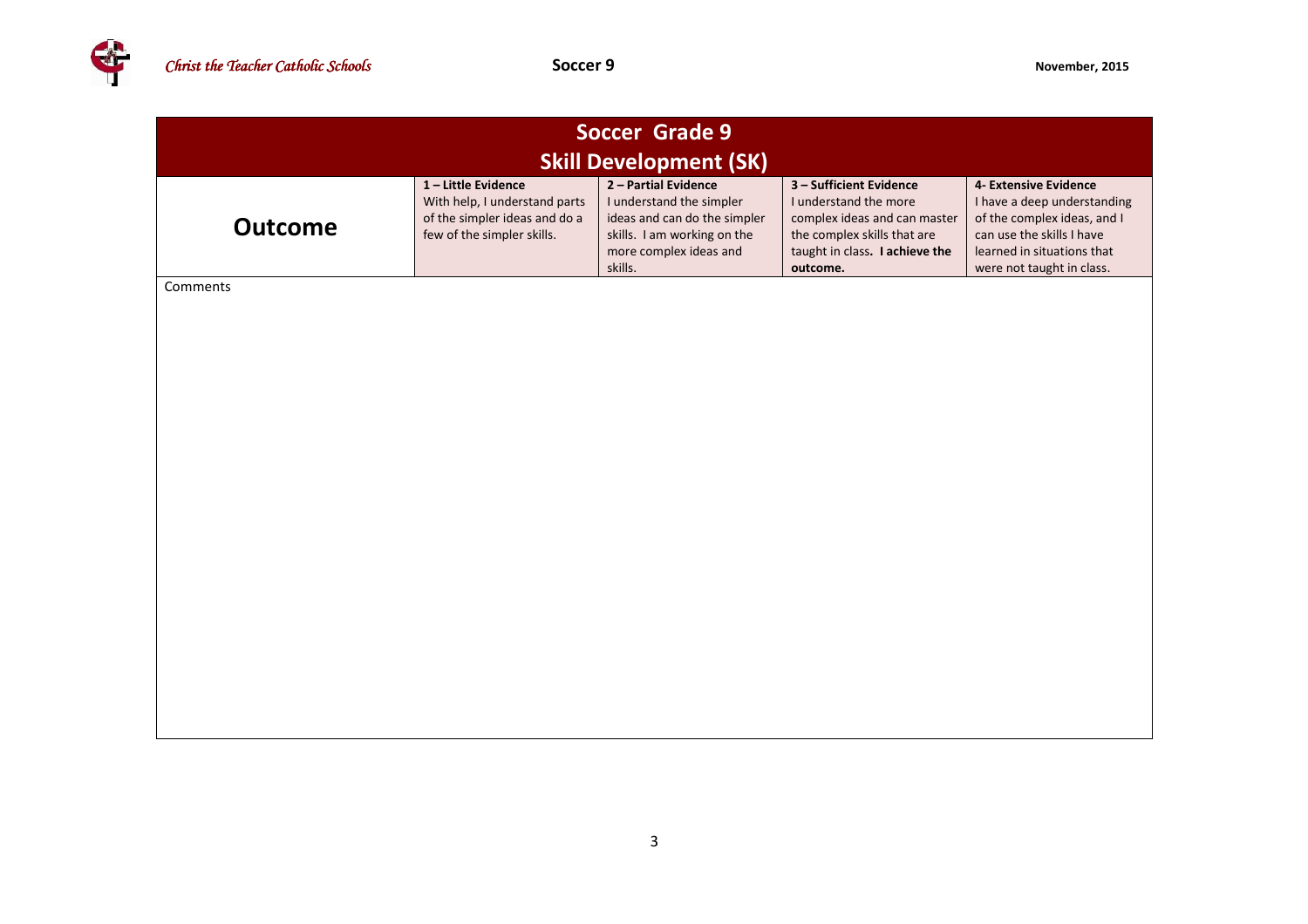| Soccer Grade 9<br>Skill Development (SK) | | | | |
|---|---|---|---|---|
| **Outcome** | **1 – Little Evidence**<br>With help, I understand parts of the simpler ideas and do a few of the simpler skills. | **2 – Partial Evidence**<br>I understand the simpler ideas and can do the simpler skills. I am working on the more complex ideas and skills. | **3 – Sufficient Evidence**<br>I understand the more complex ideas and can master the complex skills that are taught in class**. I achieve the outcome.** | **4- Extensive Evidence**<br>I have a deep understanding of the complex ideas, and I can use the skills I have learned in situations that were not taught in class. |
| Comments | | | | |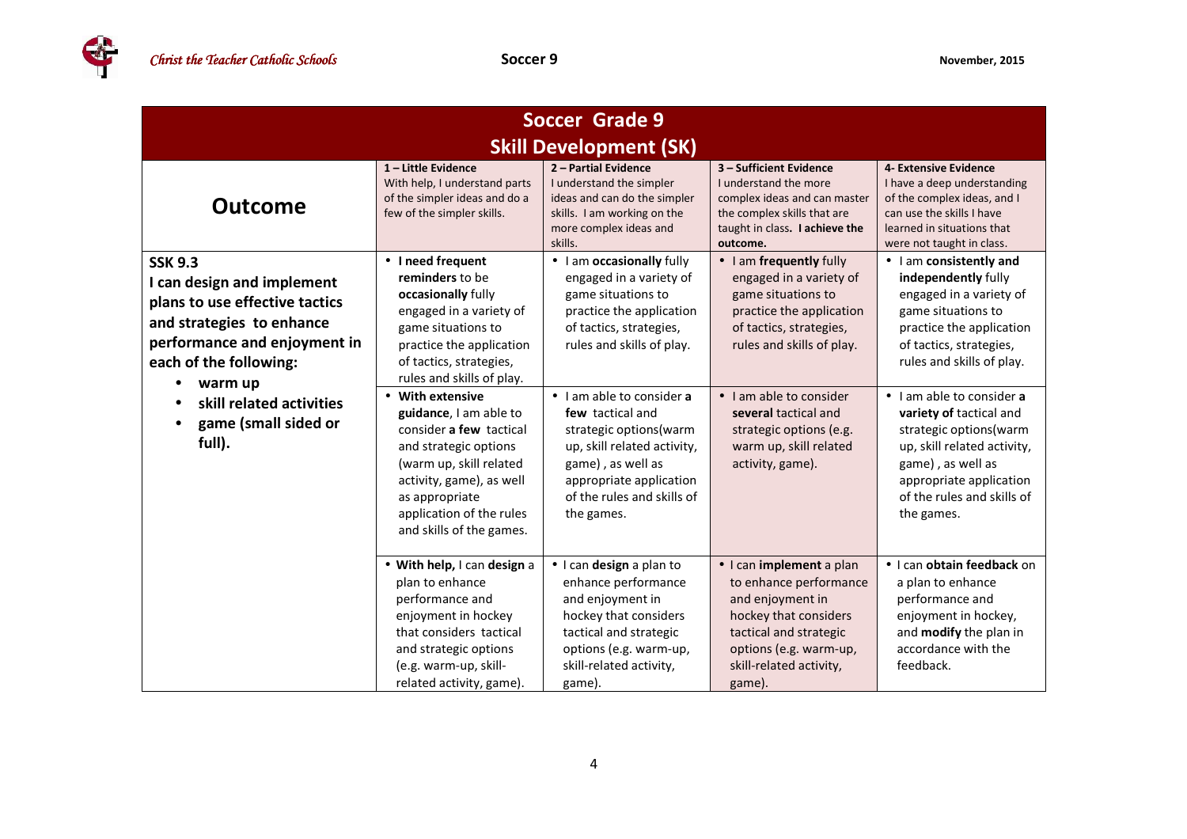| Soccer Grade 9<br>Skill Development (SK) | | | | |
|---|---|---|---|---|
| **Outcome** | **1 – Little Evidence**<br>With help, I understand parts of the simpler ideas and do a few of the simpler skills. | **2 – Partial Evidence**<br>I understand the simpler ideas and can do the simpler skills. I am working on the more complex ideas and skills. | **3 – Sufficient Evidence**<br>I understand the more complex ideas and can master the complex skills that are taught in class. **I achieve the outcome.** | **4- Extensive Evidence**<br>I have a deep understanding of the complex ideas, and I can use the skills I have learned in situations that were not taught in class. |
| **SSK 9.3**<br>**I can design and implement plans to use effective tactics and strategies to enhance performance and enjoyment in each of the following:**<br>• **warm up**<br>• **skill related activities**<br>• **game (small sided or full).** | • **I need frequent reminders** to be **occasionally** fully engaged in a variety of game situations to practice the application of tactics, strategies, rules and skills of play. | • I am **occasionally** fully engaged in a variety of game situations to practice the application of tactics, strategies, rules and skills of play. | • I am **frequently** fully engaged in a variety of game situations to practice the application of tactics, strategies, rules and skills of play. | • I am **consistently and independently** fully engaged in a variety of game situations to practice the application of tactics, strategies, rules and skills of play. |
| | • **With extensive guidance**, I am able to consider **a few** tactical and strategic options (warm up, skill related activity, game), as well as appropriate application of the rules and skills of the games. | • I am able to consider **a few** tactical and strategic options(warm up, skill related activity, game) , as well as appropriate application of the rules and skills of the games. | • I am able to consider **several** tactical and strategic options (e.g. warm up, skill related activity, game). | • I am able to consider **a variety of** tactical and strategic options(warm up, skill related activity, game) , as well as appropriate application of the rules and skills of the games. |
| | • **With help,** I can **design** a plan to enhance performance and enjoyment in hockey that considers tactical and strategic options (e.g. warm-up, skill-related activity, game). | • I can **design** a plan to enhance performance and enjoyment in hockey that considers tactical and strategic options (e.g. warm-up, skill-related activity, game). | • I can **implement** a plan to enhance performance and enjoyment in hockey that considers tactical and strategic options (e.g. warm-up, skill-related activity, game). | • I can **obtain feedback** on a plan to enhance performance and enjoyment in hockey, and **modify** the plan in accordance with the feedback. |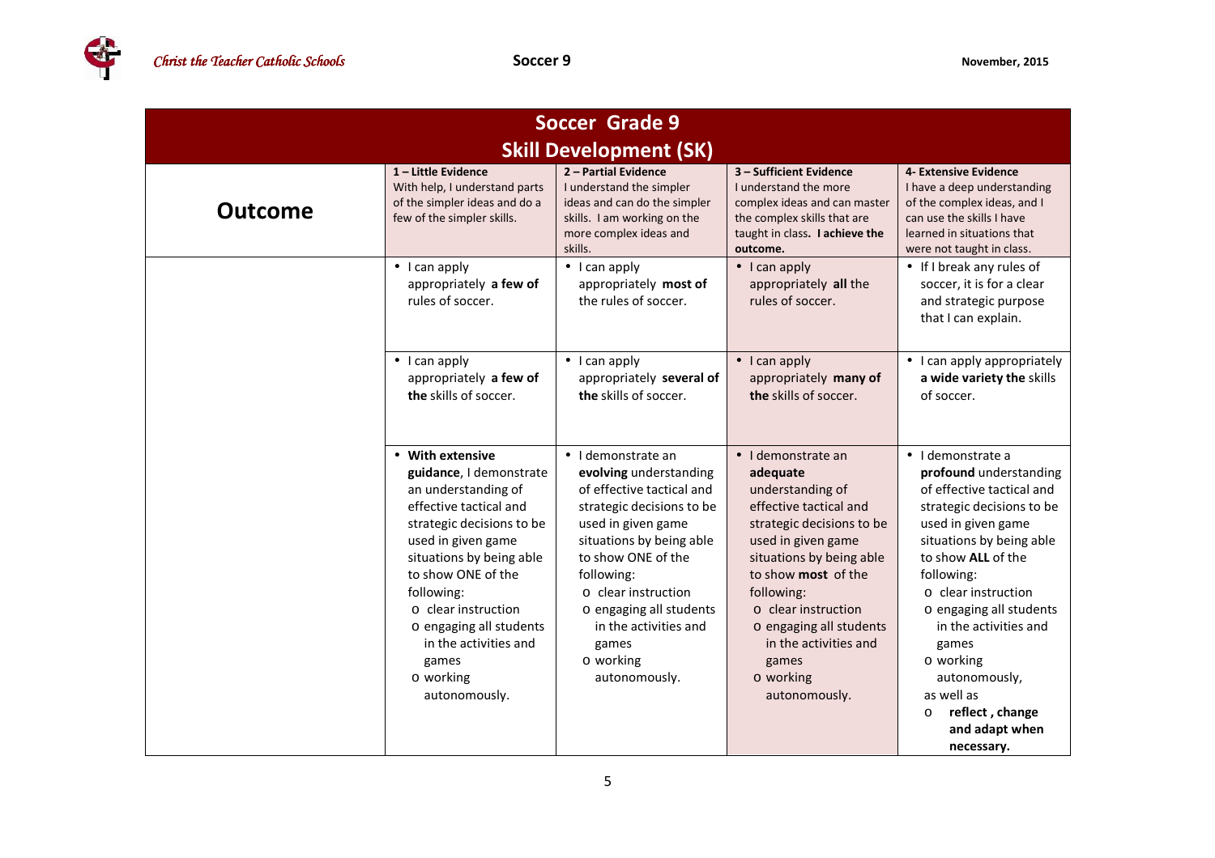| Soccer Grade 9<br>Skill Development (SK) | | | | |
|---|---|---|---|---|
| **Outcome** | **1 – Little Evidence**<br>With help, I understand parts of the simpler ideas and do a few of the simpler skills. | **2 – Partial Evidence**<br>I understand the simpler ideas and can do the simpler skills. I am working on the more complex ideas and skills. | **3 – Sufficient Evidence**<br>I understand the more complex ideas and can master the complex skills that are taught in class**. I achieve the outcome.** | **4- Extensive Evidence**<br>I have a deep understanding of the complex ideas, and I can use the skills I have learned in situations that were not taught in class. |
| | • I can apply appropriately **a few of** rules of soccer. | • I can apply appropriately **most of** the rules of soccer. | • I can apply appropriately **all** the rules of soccer. | • If I break any rules of soccer, it is for a clear and strategic purpose that I can explain. |
| | • I can apply appropriately **a few of the** skills of soccer. | • I can apply appropriately **several of the** skills of soccer. | • I can apply appropriately **many of the** skills of soccer. | • I can apply appropriately **a wide variety the** skills of soccer. |
| | • **With extensive guidance**, I demonstrate an understanding of effective tactical and strategic decisions to be used in given game situations by being able to show ONE of the following:<br>o clear instruction<br>o engaging all students in the activities and games<br>o working autonomously. | • I demonstrate an **evolving** understanding of effective tactical and strategic decisions to be used in given game situations by being able to show ONE of the following:<br>o clear instruction<br>o engaging all students in the activities and games<br>o working autonomously. | • I demonstrate an **adequate** understanding of effective tactical and strategic decisions to be used in given game situations by being able to show **most** of the following:<br>o clear instruction<br>o engaging all students in the activities and games<br>o working autonomously. | • I demonstrate a **profound** understanding of effective tactical and strategic decisions to be used in given game situations by being able to show **ALL** of the following:<br>o clear instruction<br>o engaging all students in the activities and games<br>o working autonomously,<br>as well as<br>o **reflect , change and adapt when necessary.** |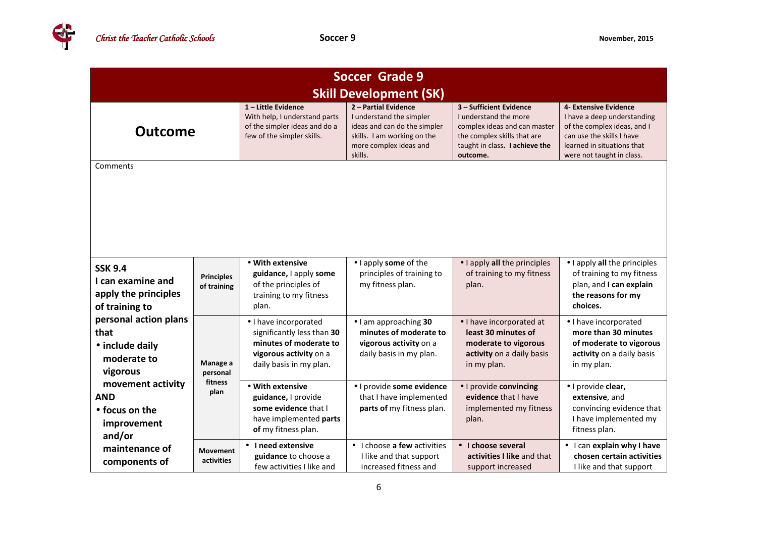| Soccer Grade 9 Skill Development (SK) | | | | | |
|---|---|---|---|---|---|
| **Outcome** | | **1 – Little Evidence** With help, I understand parts of the simpler ideas and do a few of the simpler skills. | **2 – Partial Evidence** I understand the simpler ideas and can do the simpler skills. I am working on the more complex ideas and skills. | **3 – Sufficient Evidence** I understand the more complex ideas and can master the complex skills that are taught in class**. I achieve the outcome.** | **4- Extensive Evidence** I have a deep understanding of the complex ideas, and I can use the skills I have learned in situations that were not taught in class. |
| Comments | | | | | |
| **SSK 9.4 I can examine and apply the principles of training to personal action plans that • include daily moderate to vigorous movement activity AND • focus on the improvement and/or maintenance of components of** | **Principles of training** | • **With extensive guidance,** I apply **some** of the principles of training to my fitness plan. | • I apply **some** of the principles of training to my fitness plan. | • I apply **all** the principles of training to my fitness plan. | • I apply **all** the principles of training to my fitness plan, and **I can explain the reasons for my choices.** |
| | **Manage a personal fitness plan** | • I have incorporated significantly less than **30 minutes of moderate to vigorous activity** on a daily basis in my plan. | • I am approaching **30 minutes of moderate to vigorous activity** on a daily basis in my plan. | • I have incorporated at **least 30 minutes of moderate to vigorous activity** on a daily basis in my plan. | • I have incorporated **more than 30 minutes of moderate to vigorous activity** on a daily basis in my plan. |
| | | • **With extensive guidance,** I provide **some evidence** that I have implemented **parts of** my fitness plan. | • I provide **some evidence** that I have implemented **parts of** my fitness plan. | • I provide **convincing evidence** that I have implemented my fitness plan. | • I provide **clear, extensive**, and convincing evidence that I have implemented my fitness plan. |
| | **Movement activities** | • **I need extensive guidance** to choose a few activities I like and | • I choose **a few** activities I like and that support increased fitness and | • I **choose several activities I like** and that support increased | • I can **explain why I have chosen certain activities** I like and that support |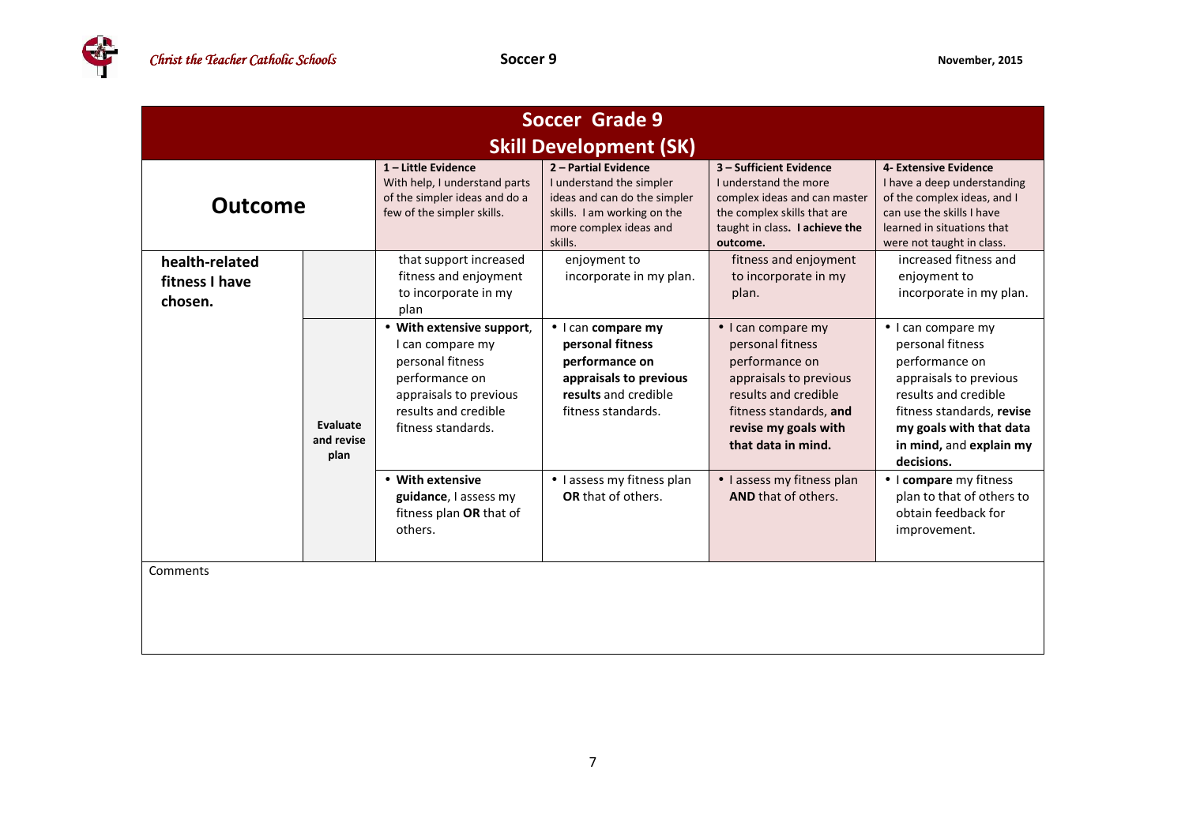## Soccer Grade 9
## Skill Development (SK)

| Outcome | | 1 – Little Evidence<br>With help, I understand parts of the simpler ideas and do a few of the simpler skills. | 2 – Partial Evidence<br>I understand the simpler ideas and can do the simpler skills. I am working on the more complex ideas and skills. | 3 – Sufficient Evidence<br>I understand the more complex ideas and can master the complex skills that are taught in class. **I achieve the outcome.** | 4- Extensive Evidence<br>I have a deep understanding of the complex ideas, and I can use the skills I have learned in situations that were not taught in class. |
|---|---|---|---|---|---|
| **health-related fitness I have chosen.** | | that support increased fitness and enjoyment to incorporate in my plan | enjoyment to incorporate in my plan. | fitness and enjoyment to incorporate in my plan. | increased fitness and enjoyment to incorporate in my plan. |
| | **Evaluate and revise plan** | • **With extensive support**, I can compare my personal fitness performance on appraisals to previous results and credible fitness standards. | • I can **compare my personal fitness performance on appraisals to previous results** and credible fitness standards. | • I can compare my personal fitness performance on appraisals to previous results and credible fitness standards, **and revise my goals with that data in mind.** | • I can compare my personal fitness performance on appraisals to previous results and credible fitness standards, **revise my goals with that data in mind,** and **explain my decisions.** |
| | | • **With extensive guidance**, I assess my fitness plan **OR** that of others. | • I assess my fitness plan **OR** that of others. | • I assess my fitness plan **AND** that of others. | • I **compare** my fitness plan to that of others to obtain feedback for improvement. |

Comments